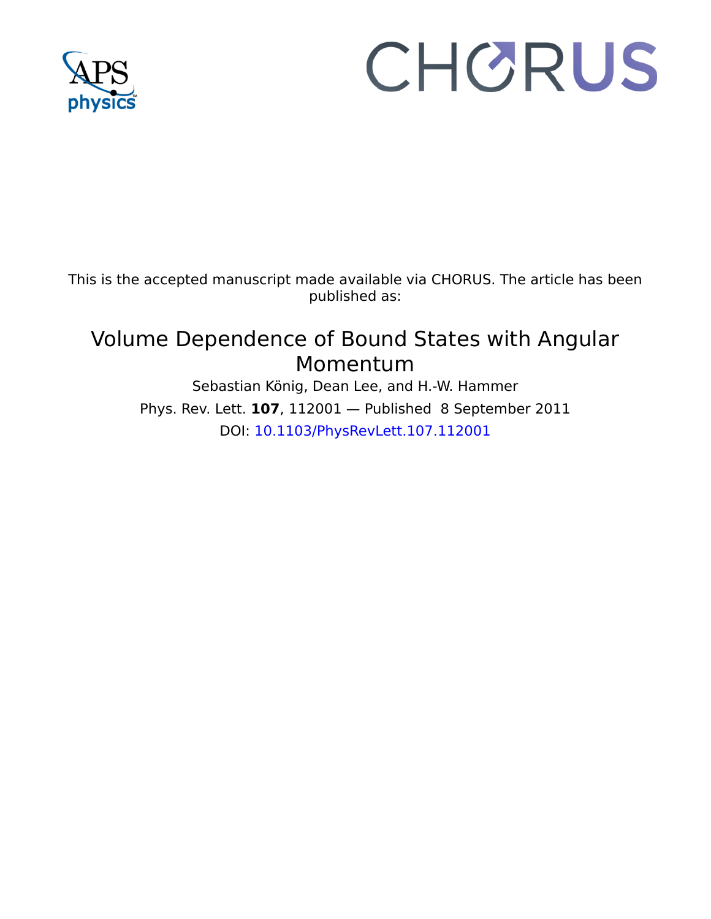This is the accepted manuscript made available via CHORUS. The article has been published as:

# Volume Dependence of Bound States with Angular Momentum

Sebastian König, Dean Lee, and H.-W. Hammer

Phys. Rev. Lett. **107**, 112001 — Published 8 September 2011

DOI: 10.1103/PhysRevLett.107.112001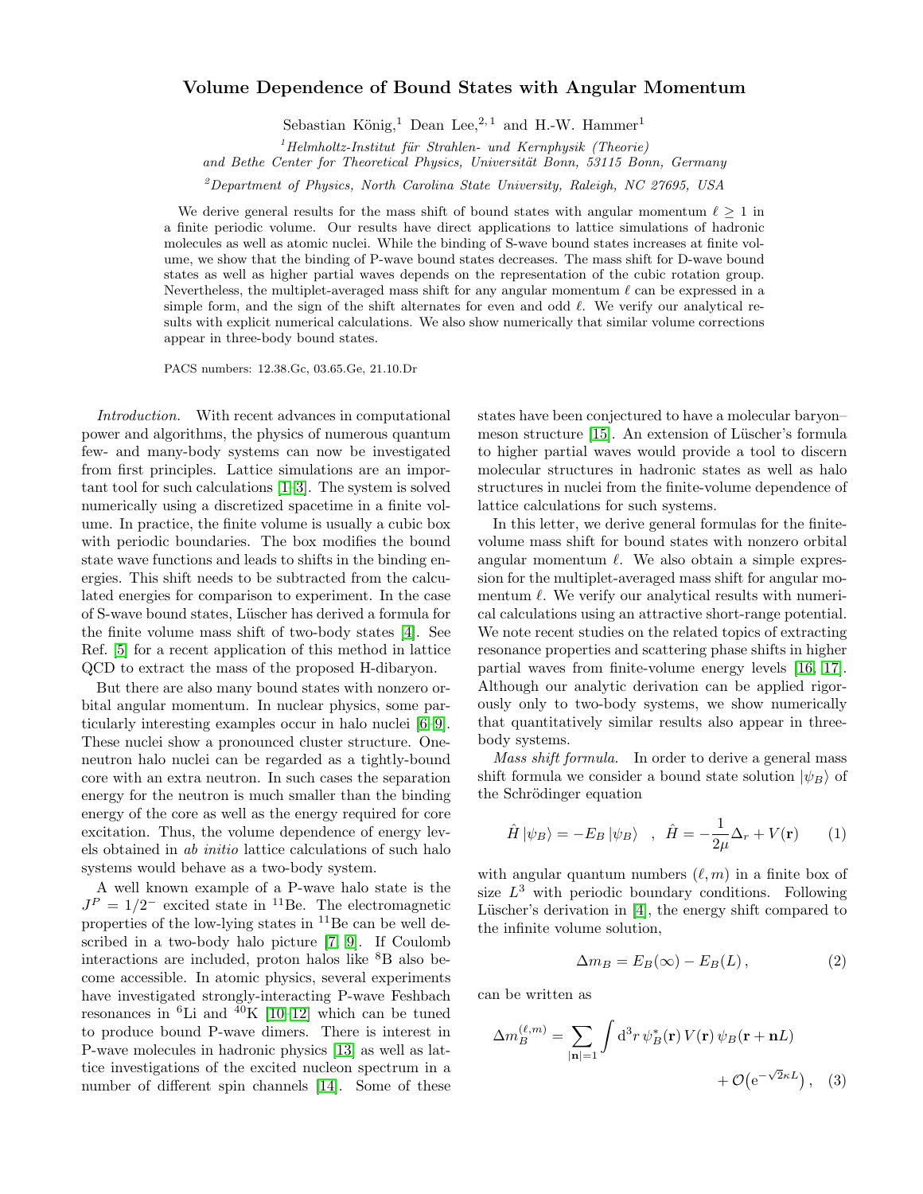# Volume Dependence of Bound States with Angular Momentum

Sebastian König,[1] Dean Lee,[2,1] and H.-W. Hammer[1]

[1]*Helmholtz-Institut für Strahlen- und Kernphysik (Theorie) and Bethe Center for Theoretical Physics, Universität Bonn, 53115 Bonn, Germany*

[2]*Department of Physics, North Carolina State University, Raleigh, NC 27695, USA*

We derive general results for the mass shift of bound states with angular momentum $\ell \geq 1$ in a finite periodic volume. Our results have direct applications to lattice simulations of hadronic molecules as well as atomic nuclei. While the binding of S-wave bound states increases at finite volume, we show that the binding of P-wave bound states decreases. The mass shift for D-wave bound states as well as higher partial waves depends on the representation of the cubic rotation group. Nevertheless, the multiplet-averaged mass shift for any angular momentum $\ell$ can be expressed in a simple form, and the sign of the shift alternates for even and odd $\ell$. We verify our analytical results with explicit numerical calculations. We also show numerically that similar volume corrections appear in three-body bound states.

PACS numbers: 12.38.Gc, 03.65.Ge, 21.10.Dr

*Introduction.* With recent advances in computational power and algorithms, the physics of numerous quantum few- and many-body systems can now be investigated from first principles. Lattice simulations are an important tool for such calculations [1–3]. The system is solved numerically using a discretized spacetime in a finite volume. In practice, the finite volume is usually a cubic box with periodic boundaries. The box modifies the bound state wave functions and leads to shifts in the binding energies. This shift needs to be subtracted from the calculated energies for comparison to experiment. In the case of S-wave bound states, Lüscher has derived a formula for the finite volume mass shift of two-body states [4]. See Ref. [5] for a recent application of this method in lattice QCD to extract the mass of the proposed H-dibaryon.

But there are also many bound states with nonzero orbital angular momentum. In nuclear physics, some particularly interesting examples occur in halo nuclei [6–9]. These nuclei show a pronounced cluster structure. One-neutron halo nuclei can be regarded as a tightly-bound core with an extra neutron. In such cases the separation energy for the neutron is much smaller than the binding energy of the core as well as the energy required for core excitation. Thus, the volume dependence of energy levels obtained in *ab initio* lattice calculations of such halo systems would behave as a two-body system.

A well known example of a P-wave halo state is the $J^P = 1/2^-$ excited state in $^{11}$Be. The electromagnetic properties of the low-lying states in $^{11}$Be can be well described in a two-body halo picture [7, 9]. If Coulomb interactions are included, proton halos like $^8$B also become accessible. In atomic physics, several experiments have investigated strongly-interacting P-wave Feshbach resonances in $^6$Li and $^{40}$K [10–12] which can be tuned to produce bound P-wave dimers. There is interest in P-wave molecules in hadronic physics [13] as well as lattice investigations of the excited nucleon spectrum in a number of different spin channels [14]. Some of these states have been conjectured to have a molecular baryon–meson structure [15]. An extension of Lüscher's formula to higher partial waves would provide a tool to discern molecular structures in hadronic states as well as halo structures in nuclei from the finite-volume dependence of lattice calculations for such systems.

In this letter, we derive general formulas for the finite-volume mass shift for bound states with nonzero orbital angular momentum $\ell$. We also obtain a simple expression for the multiplet-averaged mass shift for angular momentum $\ell$. We verify our analytical results with numerical calculations using an attractive short-range potential. We note recent studies on the related topics of extracting resonance properties and scattering phase shifts in higher partial waves from finite-volume energy levels [16, 17]. Although our analytic derivation can be applied rigorously only to two-body systems, we show numerically that quantitatively similar results also appear in three-body systems.

*Mass shift formula.* In order to derive a general mass shift formula we consider a bound state solution $|\psi_B\rangle$ of the Schrödinger equation

$$\hat{H}\,|\psi_B\rangle = -E_B\,|\psi_B\rangle \quad , \quad \hat{H} = -\frac{1}{2\mu}\Delta_r + V(\mathbf{r}) \tag{1}$$

with angular quantum numbers $(\ell, m)$ in a finite box of size $L^3$ with periodic boundary conditions. Following Lüscher's derivation in [4], the energy shift compared to the infinite volume solution,

$$\Delta m_B = E_B(\infty) - E_B(L)\,, \tag{2}$$

can be written as

$$\Delta m_B^{(\ell,m)} = \sum_{|\mathbf{n}|=1} \int \mathrm{d}^3 r\, \psi_B^*(\mathbf{r})\, V(\mathbf{r})\, \psi_B(\mathbf{r}+\mathbf{n}L) + \mathcal{O}\big(\mathrm{e}^{-\sqrt{2}\kappa L}\big)\,, \tag{3}$$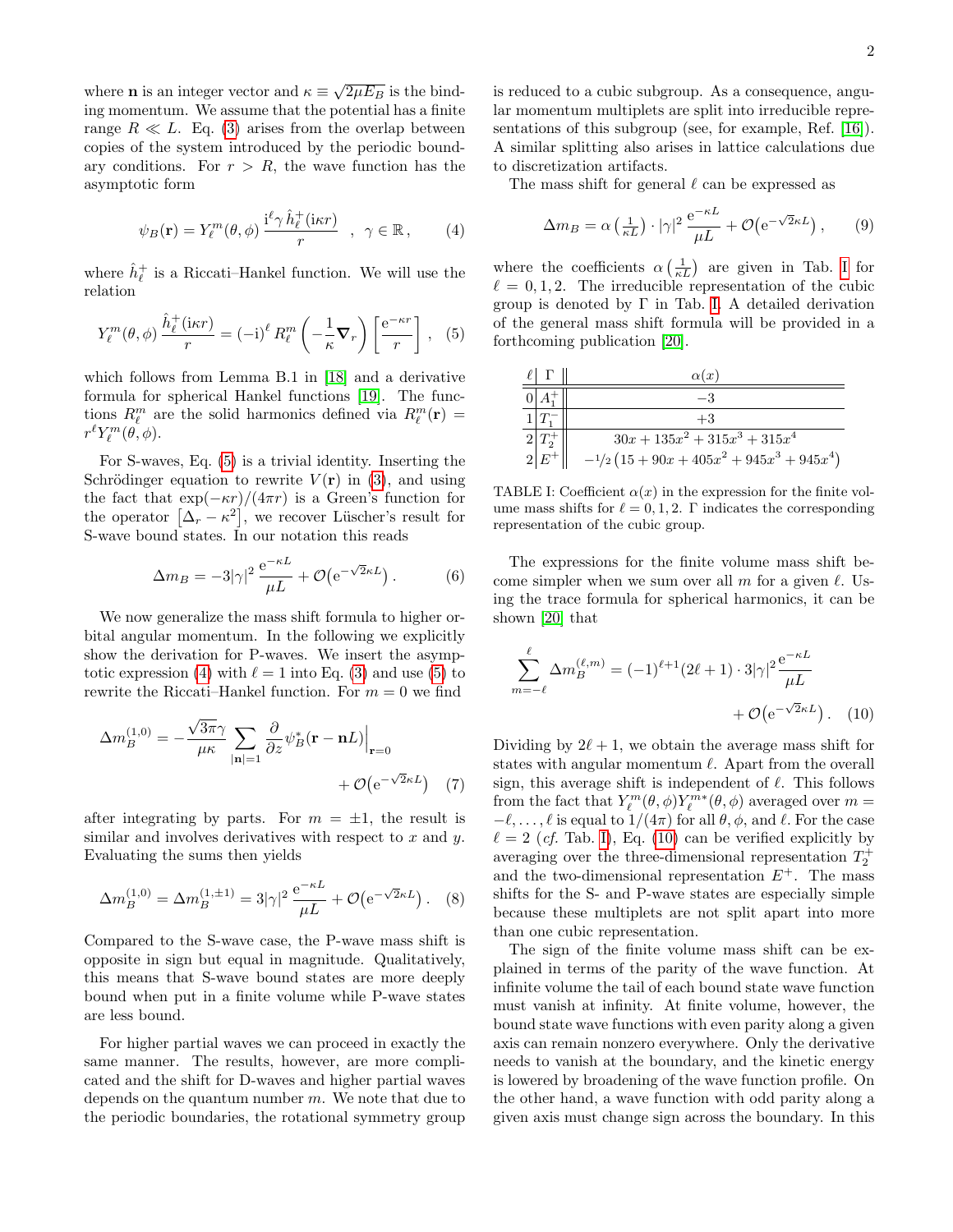where $\mathbf{n}$ is an integer vector and $\kappa \equiv \sqrt{2\mu E_B}$ is the binding momentum. We assume that the potential has a finite range $R \ll L$. Eq. (3) arises from the overlap between copies of the system introduced by the periodic boundary conditions. For $r > R$, the wave function has the asymptotic form

$$\psi_B(\mathbf{r}) = Y_\ell^m(\theta,\phi)\,\frac{\mathrm{i}^\ell \gamma\, \hat{h}_\ell^+(\mathrm{i}\kappa r)}{r} \quad , \; \gamma \in \mathbb{R}\,, \tag{4}$$

where $\hat{h}_\ell^+$ is a Riccati–Hankel function. We will use the relation

$$Y_\ell^m(\theta,\phi)\,\frac{\hat{h}_\ell^+(\mathrm{i}\kappa r)}{r} = (-\mathrm{i})^\ell\, R_\ell^m\left(-\frac{1}{\kappa}\boldsymbol{\nabla}_r\right)\left[\frac{\mathrm{e}^{-\kappa r}}{r}\right]\,, \tag{5}$$

which follows from Lemma B.1 in [18] and a derivative formula for spherical Hankel functions [19]. The functions $R_\ell^m$ are the solid harmonics defined via $R_\ell^m(\mathbf{r}) = r^\ell Y_\ell^m(\theta,\phi)$.

For S-waves, Eq. (5) is a trivial identity. Inserting the Schrödinger equation to rewrite $V(\mathbf{r})$ in (3), and using the fact that $\exp(-\kappa r)/(4\pi r)$ is a Green's function for the operator $\left[\Delta_r - \kappa^2\right]$, we recover Lüscher's result for S-wave bound states. In our notation this reads

$$\Delta m_B = -3|\gamma|^2\,\frac{\mathrm{e}^{-\kappa L}}{\mu L} + \mathcal{O}\big(\mathrm{e}^{-\sqrt{2}\kappa L}\big)\,. \tag{6}$$

We now generalize the mass shift formula to higher orbital angular momentum. In the following we explicitly show the derivation for P-waves. We insert the asymptotic expression (4) with $\ell = 1$ into Eq. (3) and use (5) to rewrite the Riccati–Hankel function. For $m = 0$ we find

$$\Delta m_B^{(1,0)} = -\frac{\sqrt{3\pi}\gamma}{\mu\kappa}\sum_{|\mathbf{n}|=1}\frac{\partial}{\partial z}\psi_B^*(\mathbf{r}-\mathbf{n}L)\Big|_{\mathbf{r}=0} + \mathcal{O}\big(\mathrm{e}^{-\sqrt{2}\kappa L}\big) \tag{7}$$

after integrating by parts. For $m = \pm 1$, the result is similar and involves derivatives with respect to $x$ and $y$. Evaluating the sums then yields

$$\Delta m_B^{(1,0)} = \Delta m_B^{(1,\pm 1)} = 3|\gamma|^2\,\frac{\mathrm{e}^{-\kappa L}}{\mu L} + \mathcal{O}\big(\mathrm{e}^{-\sqrt{2}\kappa L}\big)\,. \tag{8}$$

Compared to the S-wave case, the P-wave mass shift is opposite in sign but equal in magnitude. Qualitatively, this means that S-wave bound states are more deeply bound when put in a finite volume while P-wave states are less bound.

For higher partial waves we can proceed in exactly the same manner. The results, however, are more complicated and the shift for D-waves and higher partial waves depends on the quantum number $m$. We note that due to the periodic boundaries, the rotational symmetry group is reduced to a cubic subgroup. As a consequence, angular momentum multiplets are split into irreducible representations of this subgroup (see, for example, Ref. [16]). A similar splitting also arises in lattice calculations due to discretization artifacts.

The mass shift for general $\ell$ can be expressed as

$$\Delta m_B = \alpha\left(\tfrac{1}{\kappa L}\right)\cdot|\gamma|^2\,\frac{\mathrm{e}^{-\kappa L}}{\mu L} + \mathcal{O}\big(\mathrm{e}^{-\sqrt{2}\kappa L}\big)\,, \tag{9}$$

where the coefficients $\alpha\left(\frac{1}{\kappa L}\right)$ are given in Tab. I for $\ell = 0, 1, 2$. The irreducible representation of the cubic group is denoted by $\Gamma$ in Tab. I. A detailed derivation of the general mass shift formula will be provided in a forthcoming publication [20].

| $\ell$ | $\Gamma$ | $\alpha(x)$ |
|---|---|---|
| 0 | $A_1^+$ | $-3$ |
| 1 | $T_1^-$ | $+3$ |
| 2 | $T_2^+$ | $30x + 135x^2 + 315x^3 + 315x^4$ |
| 2 | $E^+$ | $-1/2\left(15 + 90x + 405x^2 + 945x^3 + 945x^4\right)$ |

TABLE I: Coefficient $\alpha(x)$ in the expression for the finite volume mass shifts for $\ell = 0, 1, 2$. $\Gamma$ indicates the corresponding representation of the cubic group.

The expressions for the finite volume mass shift become simpler when we sum over all $m$ for a given $\ell$. Using the trace formula for spherical harmonics, it can be shown [20] that

$$\sum_{m=-\ell}^{\ell}\Delta m_B^{(\ell,m)} = (-1)^{\ell+1}(2\ell+1)\cdot 3|\gamma|^2\,\frac{\mathrm{e}^{-\kappa L}}{\mu L} + \mathcal{O}\big(\mathrm{e}^{-\sqrt{2}\kappa L}\big)\,. \tag{10}$$

Dividing by $2\ell + 1$, we obtain the average mass shift for states with angular momentum $\ell$. Apart from the overall sign, this average shift is independent of $\ell$. This follows from the fact that $Y_\ell^m(\theta,\phi)Y_\ell^{m*}(\theta,\phi)$ averaged over $m = -\ell, \ldots, \ell$ is equal to $1/(4\pi)$ for all $\theta, \phi$, and $\ell$. For the case $\ell = 2$ (*cf.* Tab. I), Eq. (10) can be verified explicitly by averaging over the three-dimensional representation $T_2^+$ and the two-dimensional representation $E^+$. The mass shifts for the S- and P-wave states are especially simple because these multiplets are not split apart into more than one cubic representation.

The sign of the finite volume mass shift can be explained in terms of the parity of the wave function. At infinite volume the tail of each bound state wave function must vanish at infinity. At finite volume, however, the bound state wave functions with even parity along a given axis can remain nonzero everywhere. Only the derivative needs to vanish at the boundary, and the kinetic energy is lowered by broadening of the wave function profile. On the other hand, a wave function with odd parity along a given axis must change sign across the boundary. In this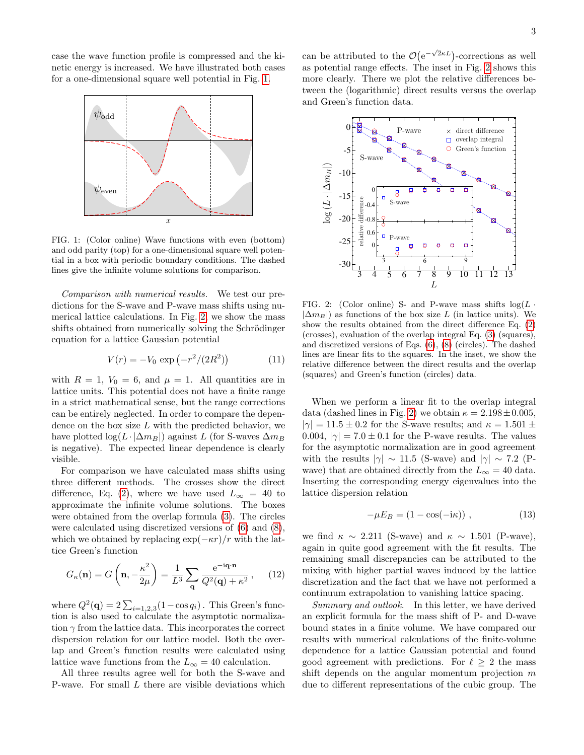case the wave function profile is compressed and the kinetic energy is increased. We have illustrated both cases for a one-dimensional square well potential in Fig. 1.

FIG. 1: (Color online) Wave functions with even (bottom) and odd parity (top) for a one-dimensional square well potential in a box with periodic boundary conditions. The dashed lines give the infinite volume solutions for comparison.

*Comparison with numerical results.* We test our predictions for the S-wave and P-wave mass shifts using numerical lattice calculations. In Fig. 2, we show the mass shifts obtained from numerically solving the Schrödinger equation for a lattice Gaussian potential

$$V(r) = -V_0 \exp\left(-r^2/(2R^2)\right) \tag{11}$$

with $R = 1$, $V_0 = 6$, and $\mu = 1$. All quantities are in lattice units. This potential does not have a finite range in a strict mathematical sense, but the range corrections can be entirely neglected. In order to compare the dependence on the box size $L$ with the predicted behavior, we have plotted $\log(L \cdot |\Delta m_B|)$ against $L$ (for S-waves $\Delta m_B$ is negative). The expected linear dependence is clearly visible.

For comparison we have calculated mass shifts using three different methods. The crosses show the direct difference, Eq. (2), where we have used $L_\infty = 40$ to approximate the infinite volume solutions. The boxes were obtained from the overlap formula (3). The circles were calculated using discretized versions of (6) and (8), which we obtained by replacing $\exp(-\kappa r)/r$ with the lattice Green's function

$$G_\kappa(\mathbf{n}) = G\left(\mathbf{n}, -\frac{\kappa^2}{2\mu}\right) = \frac{1}{L^3}\sum_{\mathbf{q}} \frac{e^{-i\mathbf{q}\cdot\mathbf{n}}}{Q^2(\mathbf{q}) + \kappa^2}, \tag{12}$$

where $Q^2(\mathbf{q}) = 2\sum_{i=1,2,3}(1 - \cos q_i)$. This Green's function is also used to calculate the asymptotic normalization $\gamma$ from the lattice data. This incorporates the correct dispersion relation for our lattice model. Both the overlap and Green's function results were calculated using lattice wave functions from the $L_\infty = 40$ calculation.

All three results agree well for both the S-wave and P-wave. For small $L$ there are visible deviations which can be attributed to the $\mathcal{O}\big(e^{-\sqrt{2}\kappa L}\big)$-corrections as well as potential range effects. The inset in Fig. 2 shows this more clearly. There we plot the relative differences between the (logarithmic) direct results versus the overlap and Green's function data.

FIG. 2: (Color online) S- and P-wave mass shifts $\log(L \cdot |\Delta m_B|)$ as functions of the box size $L$ (in lattice units). We show the results obtained from the direct difference Eq. (2) (crosses), evaluation of the overlap integral Eq. (3) (squares), and discretized versions of Eqs. (6), (8) (circles). The dashed lines are linear fits to the squares. In the inset, we show the relative difference between the direct results and the overlap (squares) and Green's function (circles) data.

When we perform a linear fit to the overlap integral data (dashed lines in Fig. 2) we obtain $\kappa = 2.198 \pm 0.005$, $|\gamma| = 11.5 \pm 0.2$ for the S-wave results; and $\kappa = 1.501 \pm 0.004$, $|\gamma| = 7.0 \pm 0.1$ for the P-wave results. The values for the asymptotic normalization are in good agreement with the results $|\gamma| \sim 11.5$ (S-wave) and $|\gamma| \sim 7.2$ (P-wave) that are obtained directly from the $L_\infty = 40$ data. Inserting the corresponding energy eigenvalues into the lattice dispersion relation

$$-\mu E_B = (1 - \cos(-i\kappa)), \tag{13}$$

we find $\kappa \sim 2.211$ (S-wave) and $\kappa \sim 1.501$ (P-wave), again in quite good agreement with the fit results. The remaining small discrepancies can be attributed to the mixing with higher partial waves induced by the lattice discretization and the fact that we have not performed a continuum extrapolation to vanishing lattice spacing.

*Summary and outlook.* In this letter, we have derived an explicit formula for the mass shift of P- and D-wave bound states in a finite volume. We have compared our results with numerical calculations of the finite-volume dependence for a lattice Gaussian potential and found good agreement with predictions. For $\ell \geq 2$ the mass shift depends on the angular momentum projection $m$ due to different representations of the cubic group. The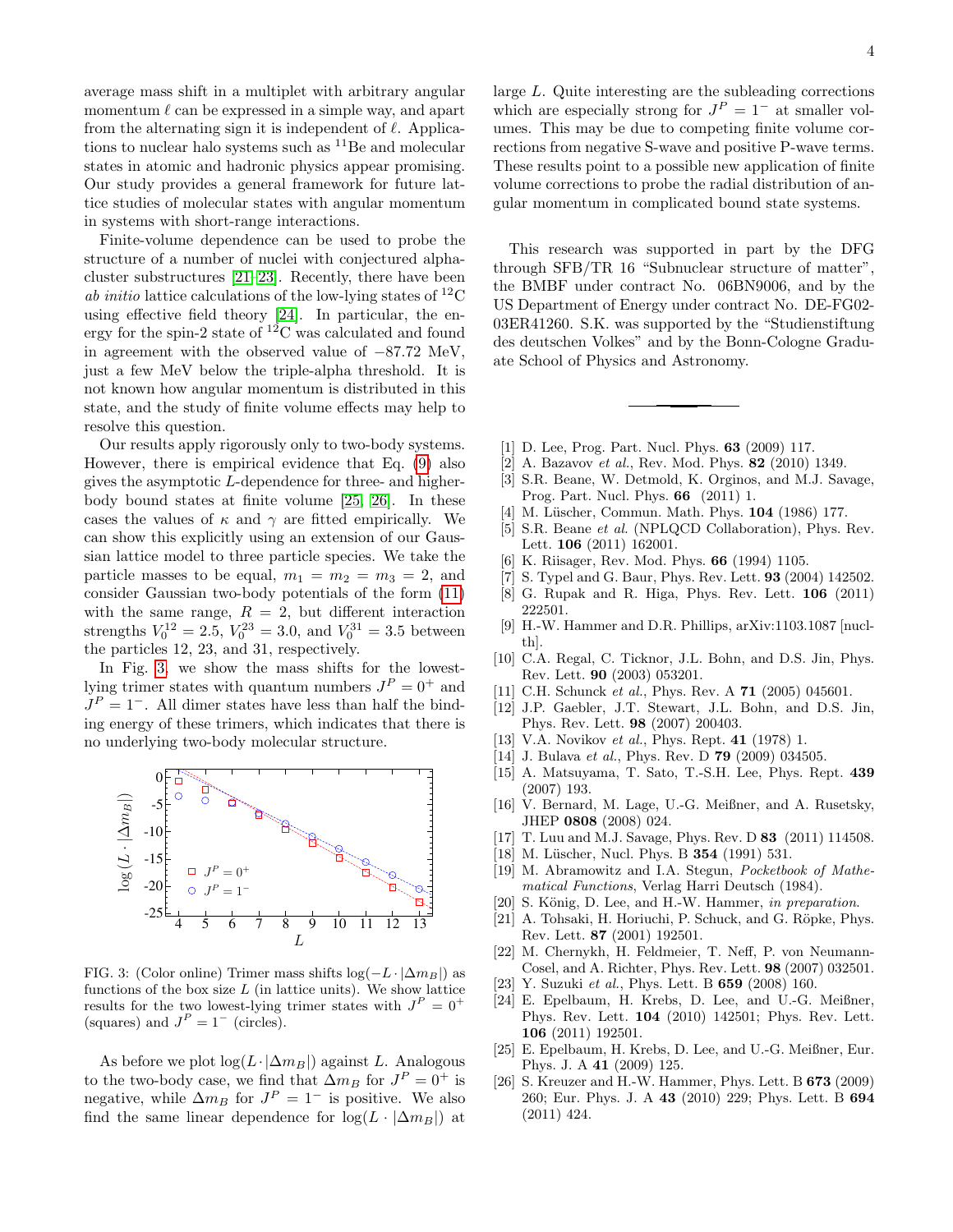average mass shift in a multiplet with arbitrary angular momentum $\ell$ can be expressed in a simple way, and apart from the alternating sign it is independent of $\ell$. Applications to nuclear halo systems such as $^{11}$Be and molecular states in atomic and hadronic physics appear promising. Our study provides a general framework for future lattice studies of molecular states with angular momentum in systems with short-range interactions.

Finite-volume dependence can be used to probe the structure of a number of nuclei with conjectured alpha-cluster substructures [21–23]. Recently, there have been *ab initio* lattice calculations of the low-lying states of $^{12}$C using effective field theory [24]. In particular, the energy for the spin-2 state of $^{12}$C was calculated and found in agreement with the observed value of −87.72 MeV, just a few MeV below the triple-alpha threshold. It is not known how angular momentum is distributed in this state, and the study of finite volume effects may help to resolve this question.

Our results apply rigorously only to two-body systems. However, there is empirical evidence that Eq. (9) also gives the asymptotic $L$-dependence for three- and higher-body bound states at finite volume [25, 26]. In these cases the values of $\kappa$ and $\gamma$ are fitted empirically. We can show this explicitly using an extension of our Gaussian lattice model to three particle species. We take the particle masses to be equal, $m_1 = m_2 = m_3 = 2$, and consider Gaussian two-body potentials of the form (11) with the same range, $R = 2$, but different interaction strengths $V_0^{12} = 2.5$, $V_0^{23} = 3.0$, and $V_0^{31} = 3.5$ between the particles 12, 23, and 31, respectively.

In Fig. 3, we show the mass shifts for the lowest-lying trimer states with quantum numbers $J^P = 0^+$ and $J^P = 1^-$. All dimer states have less than half the binding energy of these trimers, which indicates that there is no underlying two-body molecular structure.

0
-5
-10
-15
-20
-25
$\log(L \cdot |\Delta m_B|)$
4 5 6 7 8 9 10 11 12 13
$L$
$J^P = 0^+$
$J^P = 1^-$

FIG. 3: (Color online) Trimer mass shifts $\log(-L \cdot |\Delta m_B|)$ as functions of the box size $L$ (in lattice units). We show lattice results for the two lowest-lying trimer states with $J^P = 0^+$ (squares) and $J^P = 1^-$ (circles).

As before we plot $\log(L \cdot |\Delta m_B|)$ against $L$. Analogous to the two-body case, we find that $\Delta m_B$ for $J^P = 0^+$ is negative, while $\Delta m_B$ for $J^P = 1^-$ is positive. We also find the same linear dependence for $\log(L \cdot |\Delta m_B|)$ at large $L$. Quite interesting are the subleading corrections which are especially strong for $J^P = 1^-$ at smaller volumes. This may be due to competing finite volume corrections from negative S-wave and positive P-wave terms. These results point to a possible new application of finite volume corrections to probe the radial distribution of angular momentum in complicated bound state systems.

This research was supported in part by the DFG through SFB/TR 16 "Subnuclear structure of matter", the BMBF under contract No. 06BN9006, and by the US Department of Energy under contract No. DE-FG02-03ER41260. S.K. was supported by the "Studienstiftung des deutschen Volkes" and by the Bonn-Cologne Graduate School of Physics and Astronomy.

[1] D. Lee, Prog. Part. Nucl. Phys. **63** (2009) 117.
[2] A. Bazavov *et al.*, Rev. Mod. Phys. **82** (2010) 1349.
[3] S.R. Beane, W. Detmold, K. Orginos, and M.J. Savage, Prog. Part. Nucl. Phys. **66** (2011) 1.
[4] M. Lüscher, Commun. Math. Phys. **104** (1986) 177.
[5] S.R. Beane *et al.* (NPLQCD Collaboration), Phys. Rev. Lett. **106** (2011) 162001.
[6] K. Riisager, Rev. Mod. Phys. **66** (1994) 1105.
[7] S. Typel and G. Baur, Phys. Rev. Lett. **93** (2004) 142502.
[8] G. Rupak and R. Higa, Phys. Rev. Lett. **106** (2011) 222501.
[9] H.-W. Hammer and D.R. Phillips, arXiv:1103.1087 [nucl-th].
[10] C.A. Regal, C. Ticknor, J.L. Bohn, and D.S. Jin, Phys. Rev. Lett. **90** (2003) 053201.
[11] C.H. Schunck *et al.*, Phys. Rev. A **71** (2005) 045601.
[12] J.P. Gaebler, J.T. Stewart, J.L. Bohn, and D.S. Jin, Phys. Rev. Lett. **98** (2007) 200403.
[13] V.A. Novikov *et al.*, Phys. Rept. **41** (1978) 1.
[14] J. Bulava *et al.*, Phys. Rev. D **79** (2009) 034505.
[15] A. Matsuyama, T. Sato, T.-S.H. Lee, Phys. Rept. **439** (2007) 193.
[16] V. Bernard, M. Lage, U.-G. Meißner, and A. Rusetsky, JHEP **0808** (2008) 024.
[17] T. Luu and M.J. Savage, Phys. Rev. D **83** (2011) 114508.
[18] M. Lüscher, Nucl. Phys. B **354** (1991) 531.
[19] M. Abramowitz and I.A. Stegun, *Pocketbook of Mathematical Functions*, Verlag Harri Deutsch (1984).
[20] S. König, D. Lee, and H.-W. Hammer, *in preparation*.
[21] A. Tohsaki, H. Horiuchi, P. Schuck, and G. Röpke, Phys. Rev. Lett. **87** (2001) 192501.
[22] M. Chernykh, H. Feldmeier, T. Neff, P. von Neumann-Cosel, and A. Richter, Phys. Rev. Lett. **98** (2007) 032501.
[23] Y. Suzuki *et al.*, Phys. Lett. B **659** (2008) 160.
[24] E. Epelbaum, H. Krebs, D. Lee, and U.-G. Meißner, Phys. Rev. Lett. **104** (2010) 142501; Phys. Rev. Lett. **106** (2011) 192501.
[25] E. Epelbaum, H. Krebs, D. Lee, and U.-G. Meißner, Eur. Phys. J. A **41** (2009) 125.
[26] S. Kreuzer and H.-W. Hammer, Phys. Lett. B **673** (2009) 260; Eur. Phys. J. A **43** (2010) 229; Phys. Lett. B **694** (2011) 424.